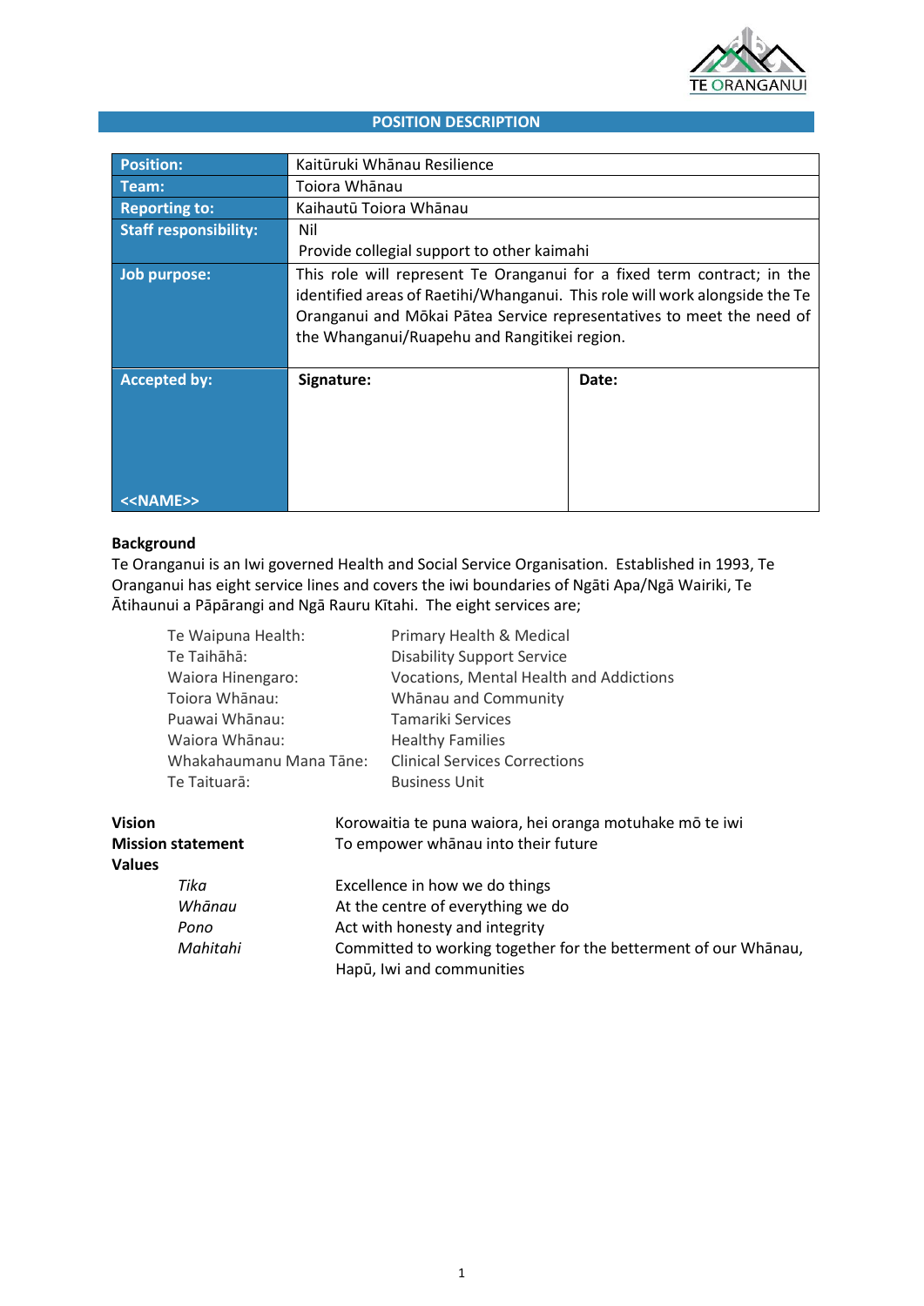## POSITION DESCRIPTION

| | | |
|---|---|---|
| **Position:** | Kaitūruki Whānau Resilience | |
| **Team:** | Toiora Whānau | |
| **Reporting to:** | Kaihautū Toiora Whānau | |
| **Staff responsibility:** | Nil<br>Provide collegial support to other kaimahi | |
| **Job purpose:** | This role will represent Te Oranganui for a fixed term contract; in the identified areas of Raetihi/Whanganui. This role will work alongside the Te Oranganui and Mōkai Pātea Service representatives to meet the need of the Whanganui/Ruapehu and Rangitikei region. | |
| **Accepted by:**<br><br>**<<NAME>>** | **Signature:** | **Date:** |

**Background**

Te Oranganui is an Iwi governed Health and Social Service Organisation. Established in 1993, Te Oranganui has eight service lines and covers the iwi boundaries of Ngāti Apa/Ngā Wairiki, Te Ātihaunui a Pāpārangi and Ngā Rauru Kītahi. The eight services are;

| | |
|---|---|
| Te Waipuna Health: | Primary Health & Medical |
| Te Taihāhā: | Disability Support Service |
| Waiora Hinengaro: | Vocations, Mental Health and Addictions |
| Toiora Whānau: | Whānau and Community |
| Puawai Whānau: | Tamariki Services |
| Waiora Whānau: | Healthy Families |
| Whakahaumanu Mana Tāne: | Clinical Services Corrections |
| Te Taituarā: | Business Unit |

**Vision** Korowaitia te puna waiora, hei oranga motuhake mō te iwi

**Mission statement** To empower whānau into their future

**Values**

| | |
|---|---|
| *Tika* | Excellence in how we do things |
| *Whānau* | At the centre of everything we do |
| *Pono* | Act with honesty and integrity |
| *Mahitahi* | Committed to working together for the betterment of our Whānau, Hapū, Iwi and communities |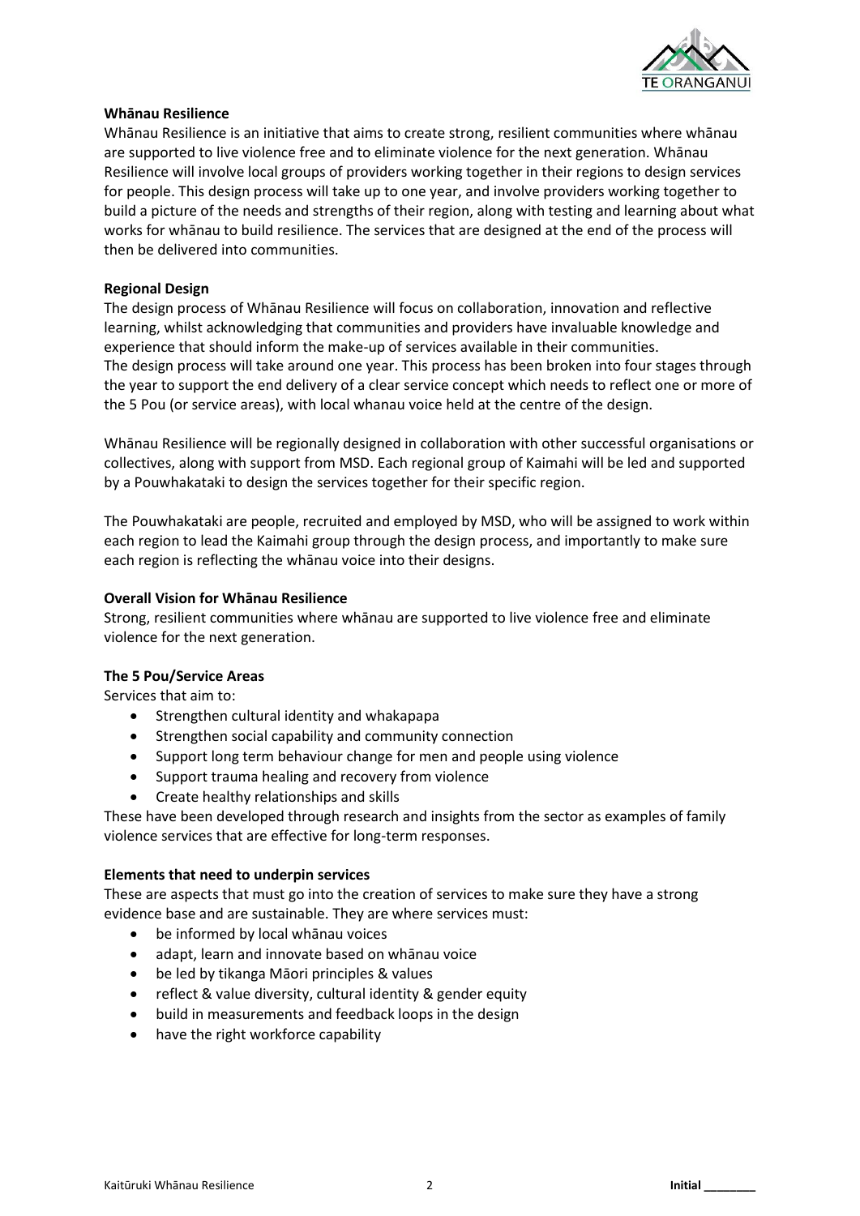**Whānau Resilience**

Whānau Resilience is an initiative that aims to create strong, resilient communities where whānau are supported to live violence free and to eliminate violence for the next generation. Whānau Resilience will involve local groups of providers working together in their regions to design services for people. This design process will take up to one year, and involve providers working together to build a picture of the needs and strengths of their region, along with testing and learning about what works for whānau to build resilience. The services that are designed at the end of the process will then be delivered into communities.

**Regional Design**

The design process of Whānau Resilience will focus on collaboration, innovation and reflective learning, whilst acknowledging that communities and providers have invaluable knowledge and experience that should inform the make-up of services available in their communities.
The design process will take around one year. This process has been broken into four stages through the year to support the end delivery of a clear service concept which needs to reflect one or more of the 5 Pou (or service areas), with local whanau voice held at the centre of the design.

Whānau Resilience will be regionally designed in collaboration with other successful organisations or collectives, along with support from MSD. Each regional group of Kaimahi will be led and supported by a Pouwhakataki to design the services together for their specific region.

The Pouwhakataki are people, recruited and employed by MSD, who will be assigned to work within each region to lead the Kaimahi group through the design process, and importantly to make sure each region is reflecting the whānau voice into their designs.

**Overall Vision for Whānau Resilience**

Strong, resilient communities where whānau are supported to live violence free and eliminate violence for the next generation.

**The 5 Pou/Service Areas**

Services that aim to:

- Strengthen cultural identity and whakapapa
- Strengthen social capability and community connection
- Support long term behaviour change for men and people using violence
- Support trauma healing and recovery from violence
- Create healthy relationships and skills

These have been developed through research and insights from the sector as examples of family violence services that are effective for long-term responses.

**Elements that need to underpin services**

These are aspects that must go into the creation of services to make sure they have a strong evidence base and are sustainable. They are where services must:

- be informed by local whānau voices
- adapt, learn and innovate based on whānau voice
- be led by tikanga Māori principles & values
- reflect & value diversity, cultural identity & gender equity
- build in measurements and feedback loops in the design
- have the right workforce capability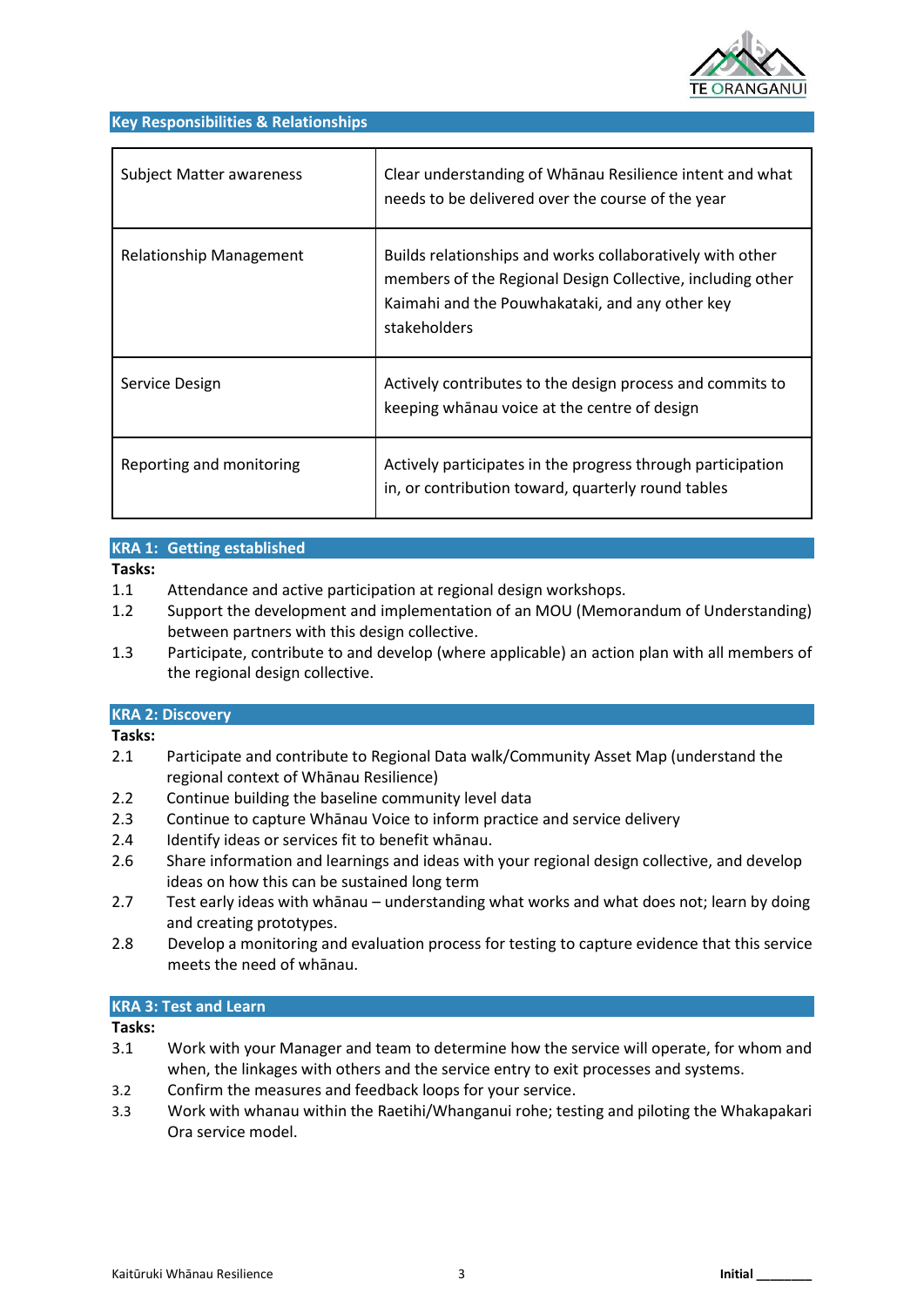## Key Responsibilities & Relationships

| | |
|---|---|
| Subject Matter awareness | Clear understanding of Whānau Resilience intent and what needs to be delivered over the course of the year |
| Relationship Management | Builds relationships and works collaboratively with other members of the Regional Design Collective, including other Kaimahi and the Pouwhakataki, and any other key stakeholders |
| Service Design | Actively contributes to the design process and commits to keeping whānau voice at the centre of design |
| Reporting and monitoring | Actively participates in the progress through participation in, or contribution toward, quarterly round tables |

## KRA 1: Getting established

**Tasks:**

1.1 Attendance and active participation at regional design workshops.

1.2 Support the development and implementation of an MOU (Memorandum of Understanding) between partners with this design collective.

1.3 Participate, contribute to and develop (where applicable) an action plan with all members of the regional design collective.

## KRA 2: Discovery

**Tasks:**

2.1 Participate and contribute to Regional Data walk/Community Asset Map (understand the regional context of Whānau Resilience)

2.2 Continue building the baseline community level data

2.3 Continue to capture Whānau Voice to inform practice and service delivery

2.4 Identify ideas or services fit to benefit whānau.

2.6 Share information and learnings and ideas with your regional design collective, and develop ideas on how this can be sustained long term

2.7 Test early ideas with whānau – understanding what works and what does not; learn by doing and creating prototypes.

2.8 Develop a monitoring and evaluation process for testing to capture evidence that this service meets the need of whānau.

## KRA 3: Test and Learn

**Tasks:**

3.1 Work with your Manager and team to determine how the service will operate, for whom and when, the linkages with others and the service entry to exit processes and systems.

3.2 Confirm the measures and feedback loops for your service.

3.3 Work with whanau within the Raetihi/Whanganui rohe; testing and piloting the Whakapakari Ora service model.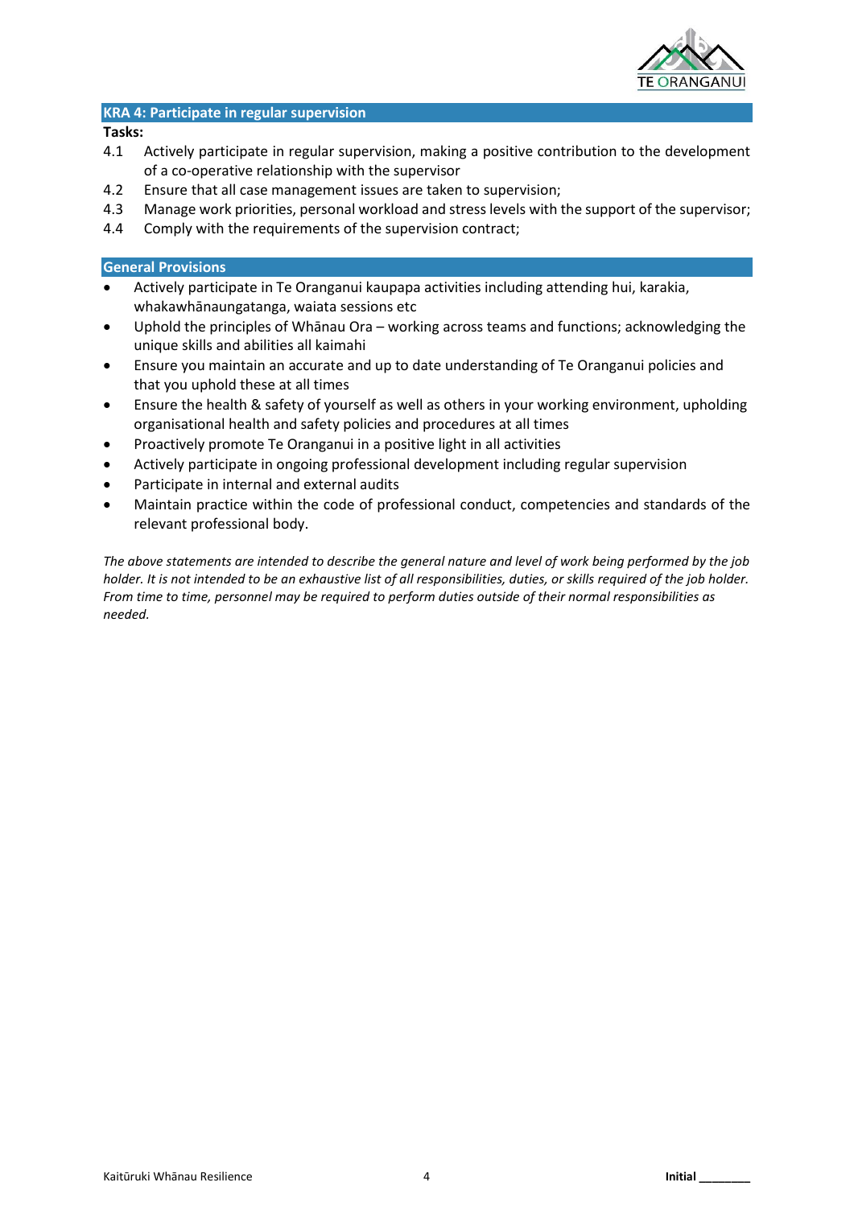## KRA 4: Participate in regular supervision

**Tasks:**

4.1 Actively participate in regular supervision, making a positive contribution to the development of a co-operative relationship with the supervisor

4.2 Ensure that all case management issues are taken to supervision;

4.3 Manage work priorities, personal workload and stress levels with the support of the supervisor;

4.4 Comply with the requirements of the supervision contract;

## General Provisions

- Actively participate in Te Oranganui kaupapa activities including attending hui, karakia, whakawhānaungatanga, waiata sessions etc
- Uphold the principles of Whānau Ora – working across teams and functions; acknowledging the unique skills and abilities all kaimahi
- Ensure you maintain an accurate and up to date understanding of Te Oranganui policies and that you uphold these at all times
- Ensure the health & safety of yourself as well as others in your working environment, upholding organisational health and safety policies and procedures at all times
- Proactively promote Te Oranganui in a positive light in all activities
- Actively participate in ongoing professional development including regular supervision
- Participate in internal and external audits
- Maintain practice within the code of professional conduct, competencies and standards of the relevant professional body.

*The above statements are intended to describe the general nature and level of work being performed by the job holder. It is not intended to be an exhaustive list of all responsibilities, duties, or skills required of the job holder. From time to time, personnel may be required to perform duties outside of their normal responsibilities as needed.*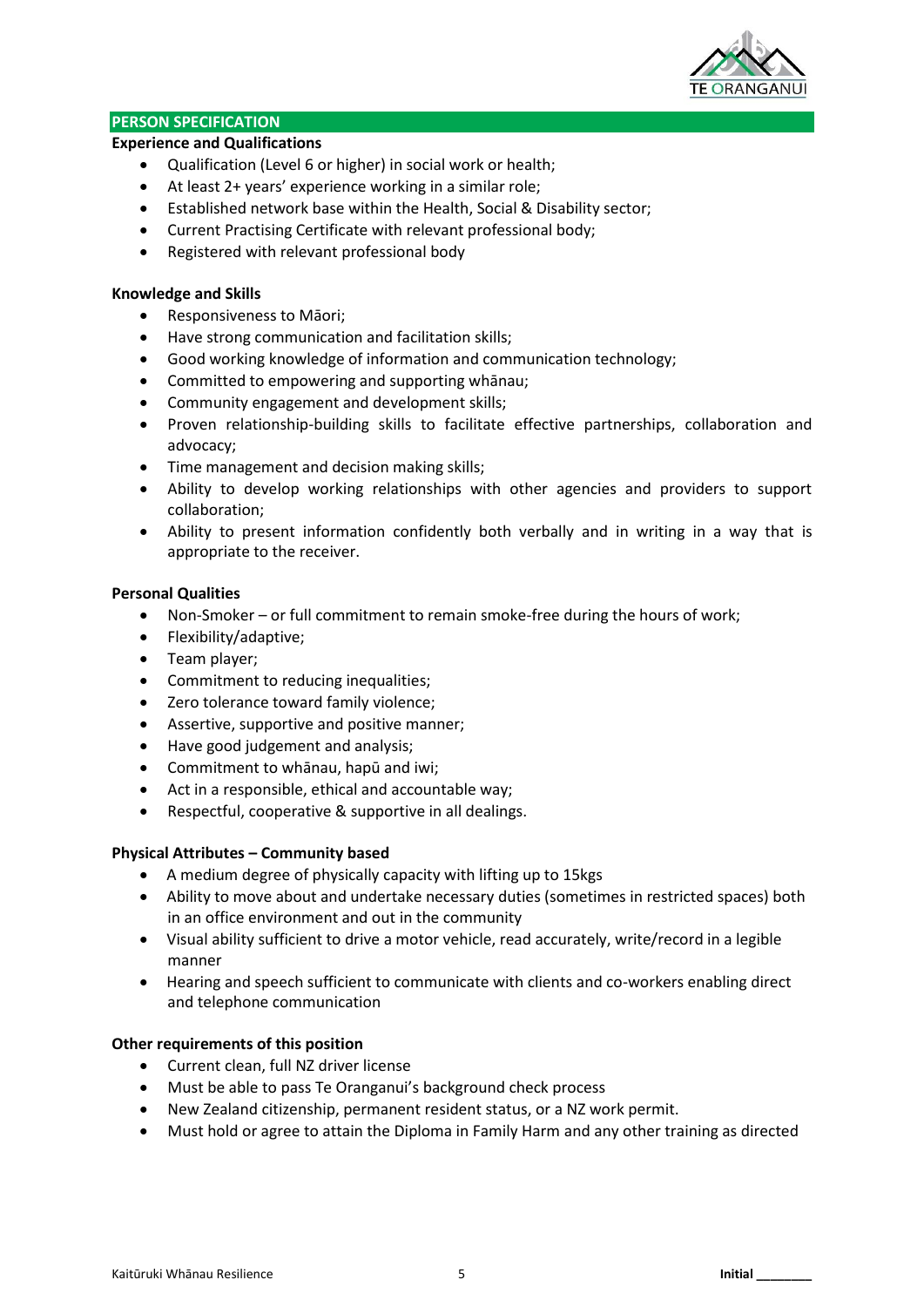## PERSON SPECIFICATION

**Experience and Qualifications**

- Qualification (Level 6 or higher) in social work or health;
- At least 2+ years' experience working in a similar role;
- Established network base within the Health, Social & Disability sector;
- Current Practising Certificate with relevant professional body;
- Registered with relevant professional body

**Knowledge and Skills**

- Responsiveness to Māori;
- Have strong communication and facilitation skills;
- Good working knowledge of information and communication technology;
- Committed to empowering and supporting whānau;
- Community engagement and development skills;
- Proven relationship-building skills to facilitate effective partnerships, collaboration and advocacy;
- Time management and decision making skills;
- Ability to develop working relationships with other agencies and providers to support collaboration;
- Ability to present information confidently both verbally and in writing in a way that is appropriate to the receiver.

**Personal Qualities**

- Non-Smoker – or full commitment to remain smoke-free during the hours of work;
- Flexibility/adaptive;
- Team player;
- Commitment to reducing inequalities;
- Zero tolerance toward family violence;
- Assertive, supportive and positive manner;
- Have good judgement and analysis;
- Commitment to whānau, hapū and iwi;
- Act in a responsible, ethical and accountable way;
- Respectful, cooperative & supportive in all dealings.

**Physical Attributes – Community based**

- A medium degree of physically capacity with lifting up to 15kgs
- Ability to move about and undertake necessary duties (sometimes in restricted spaces) both in an office environment and out in the community
- Visual ability sufficient to drive a motor vehicle, read accurately, write/record in a legible manner
- Hearing and speech sufficient to communicate with clients and co-workers enabling direct and telephone communication

**Other requirements of this position**

- Current clean, full NZ driver license
- Must be able to pass Te Oranganui's background check process
- New Zealand citizenship, permanent resident status, or a NZ work permit.
- Must hold or agree to attain the Diploma in Family Harm and any other training as directed